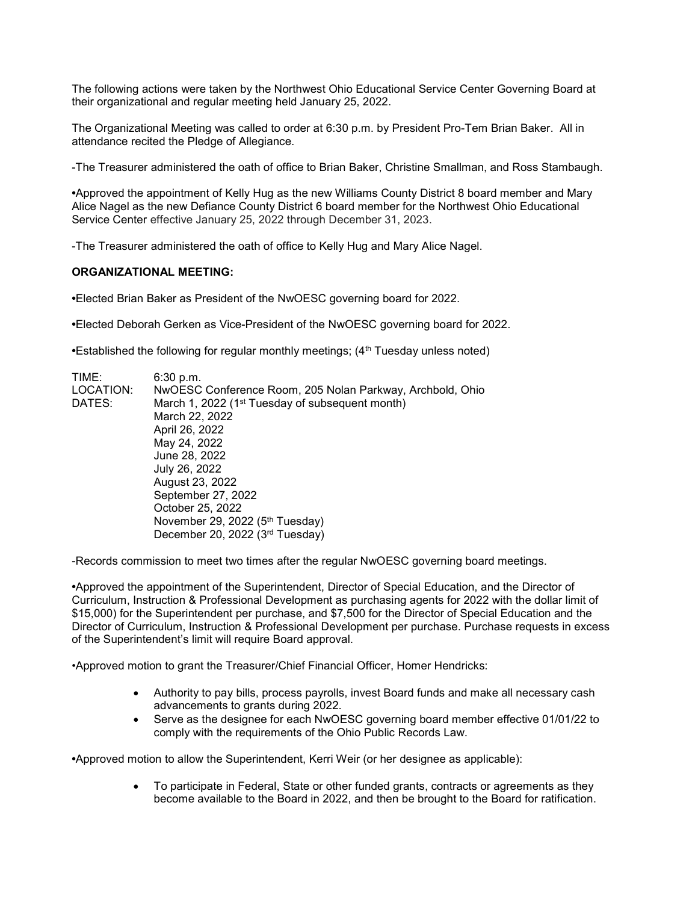The following actions were taken by the Northwest Ohio Educational Service Center Governing Board at their organizational and regular meeting held January 25, 2022.

The Organizational Meeting was called to order at 6:30 p.m. by President Pro-Tem Brian Baker. All in attendance recited the Pledge of Allegiance.

-The Treasurer administered the oath of office to Brian Baker, Christine Smallman, and Ross Stambaugh.

•Approved the appointment of Kelly Hug as the new Williams County District 8 board member and Mary Alice Nagel as the new Defiance County District 6 board member for the Northwest Ohio Educational Service Center effective January 25, 2022 through December 31, 2023.

-The Treasurer administered the oath of office to Kelly Hug and Mary Alice Nagel.

**ORGANIZATIONAL MEETING:**

•Elected Brian Baker as President of the NwOESC governing board for 2022.

•Elected Deborah Gerken as Vice-President of the NwOESC governing board for 2022.

•Established the following for regular monthly meetings; (4th Tuesday unless noted)

| | |
|---|---|
| TIME: | 6:30 p.m. |
| LOCATION: | NwOESC Conference Room, 205 Nolan Parkway, Archbold, Ohio |
| DATES: | March 1, 2022 (1st Tuesday of subsequent month) |
| | March 22, 2022 |
| | April 26, 2022 |
| | May 24, 2022 |
| | June 28, 2022 |
| | July 26, 2022 |
| | August 23, 2022 |
| | September 27, 2022 |
| | October 25, 2022 |
| | November 29, 2022 (5th Tuesday) |
| | December 20, 2022 (3rd Tuesday) |

-Records commission to meet two times after the regular NwOESC governing board meetings.

•Approved the appointment of the Superintendent, Director of Special Education, and the Director of Curriculum, Instruction & Professional Development as purchasing agents for 2022 with the dollar limit of $15,000) for the Superintendent per purchase, and $7,500 for the Director of Special Education and the Director of Curriculum, Instruction & Professional Development per purchase. Purchase requests in excess of the Superintendent's limit will require Board approval.

•Approved motion to grant the Treasurer/Chief Financial Officer, Homer Hendricks:

- Authority to pay bills, process payrolls, invest Board funds and make all necessary cash advancements to grants during 2022.
- Serve as the designee for each NwOESC governing board member effective 01/01/22 to comply with the requirements of the Ohio Public Records Law.

•Approved motion to allow the Superintendent, Kerri Weir (or her designee as applicable):

- To participate in Federal, State or other funded grants, contracts or agreements as they become available to the Board in 2022, and then be brought to the Board for ratification.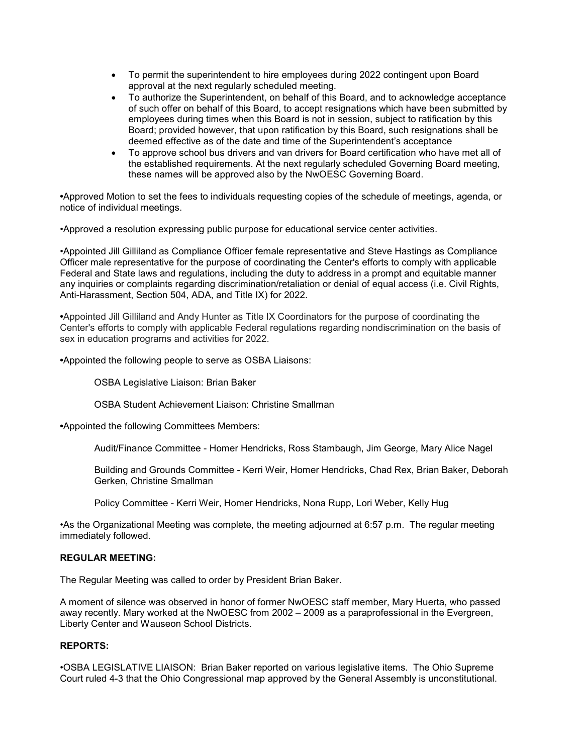- To permit the superintendent to hire employees during 2022 contingent upon Board approval at the next regularly scheduled meeting.
- To authorize the Superintendent, on behalf of this Board, and to acknowledge acceptance of such offer on behalf of this Board, to accept resignations which have been submitted by employees during times when this Board is not in session, subject to ratification by this Board; provided however, that upon ratification by this Board, such resignations shall be deemed effective as of the date and time of the Superintendent's acceptance
- To approve school bus drivers and van drivers for Board certification who have met all of the established requirements. At the next regularly scheduled Governing Board meeting, these names will be approved also by the NwOESC Governing Board.

•Approved Motion to set the fees to individuals requesting copies of the schedule of meetings, agenda, or notice of individual meetings.

•Approved a resolution expressing public purpose for educational service center activities.

•Appointed Jill Gilliland as Compliance Officer female representative and Steve Hastings as Compliance Officer male representative for the purpose of coordinating the Center's efforts to comply with applicable Federal and State laws and regulations, including the duty to address in a prompt and equitable manner any inquiries or complaints regarding discrimination/retaliation or denial of equal access (i.e. Civil Rights, Anti-Harassment, Section 504, ADA, and Title IX) for 2022.

•Appointed Jill Gilliland and Andy Hunter as Title IX Coordinators for the purpose of coordinating the Center's efforts to comply with applicable Federal regulations regarding nondiscrimination on the basis of sex in education programs and activities for 2022.

•Appointed the following people to serve as OSBA Liaisons:

OSBA Legislative Liaison: Brian Baker

OSBA Student Achievement Liaison: Christine Smallman

•Appointed the following Committees Members:

Audit/Finance Committee - Homer Hendricks, Ross Stambaugh, Jim George, Mary Alice Nagel

Building and Grounds Committee - Kerri Weir, Homer Hendricks, Chad Rex, Brian Baker, Deborah Gerken, Christine Smallman

Policy Committee - Kerri Weir, Homer Hendricks, Nona Rupp, Lori Weber, Kelly Hug

•As the Organizational Meeting was complete, the meeting adjourned at 6:57 p.m. The regular meeting immediately followed.

**REGULAR MEETING:**

The Regular Meeting was called to order by President Brian Baker.

A moment of silence was observed in honor of former NwOESC staff member, Mary Huerta, who passed away recently. Mary worked at the NwOESC from 2002 – 2009 as a paraprofessional in the Evergreen, Liberty Center and Wauseon School Districts.

**REPORTS:**

•OSBA LEGISLATIVE LIAISON: Brian Baker reported on various legislative items. The Ohio Supreme Court ruled 4-3 that the Ohio Congressional map approved by the General Assembly is unconstitutional.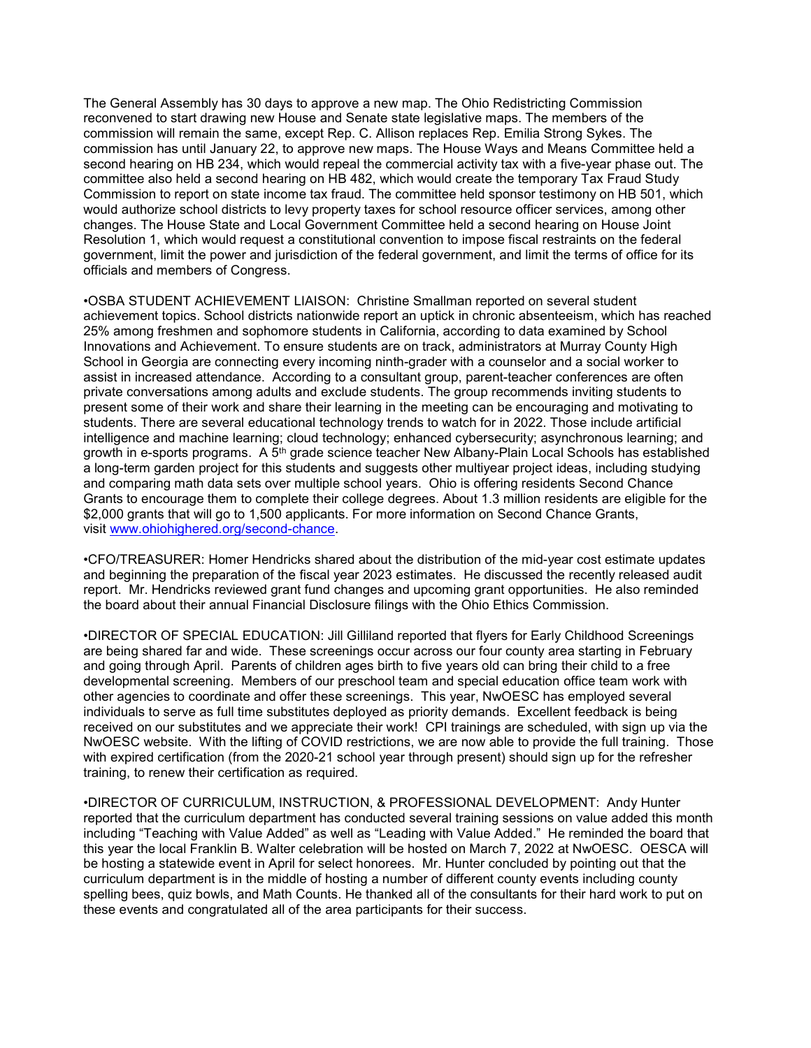The General Assembly has 30 days to approve a new map. The Ohio Redistricting Commission reconvened to start drawing new House and Senate state legislative maps. The members of the commission will remain the same, except Rep. C. Allison replaces Rep. Emilia Strong Sykes. The commission has until January 22, to approve new maps. The House Ways and Means Committee held a second hearing on HB 234, which would repeal the commercial activity tax with a five-year phase out. The committee also held a second hearing on HB 482, which would create the temporary Tax Fraud Study Commission to report on state income tax fraud. The committee held sponsor testimony on HB 501, which would authorize school districts to levy property taxes for school resource officer services, among other changes. The House State and Local Government Committee held a second hearing on House Joint Resolution 1, which would request a constitutional convention to impose fiscal restraints on the federal government, limit the power and jurisdiction of the federal government, and limit the terms of office for its officials and members of Congress.

•OSBA STUDENT ACHIEVEMENT LIAISON: Christine Smallman reported on several student achievement topics. School districts nationwide report an uptick in chronic absenteeism, which has reached 25% among freshmen and sophomore students in California, according to data examined by School Innovations and Achievement. To ensure students are on track, administrators at Murray County High School in Georgia are connecting every incoming ninth-grader with a counselor and a social worker to assist in increased attendance. According to a consultant group, parent-teacher conferences are often private conversations among adults and exclude students. The group recommends inviting students to present some of their work and share their learning in the meeting can be encouraging and motivating to students. There are several educational technology trends to watch for in 2022. Those include artificial intelligence and machine learning; cloud technology; enhanced cybersecurity; asynchronous learning; and growth in e-sports programs. A 5th grade science teacher New Albany-Plain Local Schools has established a long-term garden project for this students and suggests other multiyear project ideas, including studying and comparing math data sets over multiple school years. Ohio is offering residents Second Chance Grants to encourage them to complete their college degrees. About 1.3 million residents are eligible for the $2,000 grants that will go to 1,500 applicants. For more information on Second Chance Grants, visit www.ohiohighered.org/second-chance.

•CFO/TREASURER: Homer Hendricks shared about the distribution of the mid-year cost estimate updates and beginning the preparation of the fiscal year 2023 estimates. He discussed the recently released audit report. Mr. Hendricks reviewed grant fund changes and upcoming grant opportunities. He also reminded the board about their annual Financial Disclosure filings with the Ohio Ethics Commission.

•DIRECTOR OF SPECIAL EDUCATION: Jill Gilliland reported that flyers for Early Childhood Screenings are being shared far and wide. These screenings occur across our four county area starting in February and going through April. Parents of children ages birth to five years old can bring their child to a free developmental screening. Members of our preschool team and special education office team work with other agencies to coordinate and offer these screenings. This year, NwOESC has employed several individuals to serve as full time substitutes deployed as priority demands. Excellent feedback is being received on our substitutes and we appreciate their work! CPI trainings are scheduled, with sign up via the NwOESC website. With the lifting of COVID restrictions, we are now able to provide the full training. Those with expired certification (from the 2020-21 school year through present) should sign up for the refresher training, to renew their certification as required.

•DIRECTOR OF CURRICULUM, INSTRUCTION, & PROFESSIONAL DEVELOPMENT: Andy Hunter reported that the curriculum department has conducted several training sessions on value added this month including "Teaching with Value Added" as well as "Leading with Value Added." He reminded the board that this year the local Franklin B. Walter celebration will be hosted on March 7, 2022 at NwOESC. OESCA will be hosting a statewide event in April for select honorees. Mr. Hunter concluded by pointing out that the curriculum department is in the middle of hosting a number of different county events including county spelling bees, quiz bowls, and Math Counts. He thanked all of the consultants for their hard work to put on these events and congratulated all of the area participants for their success.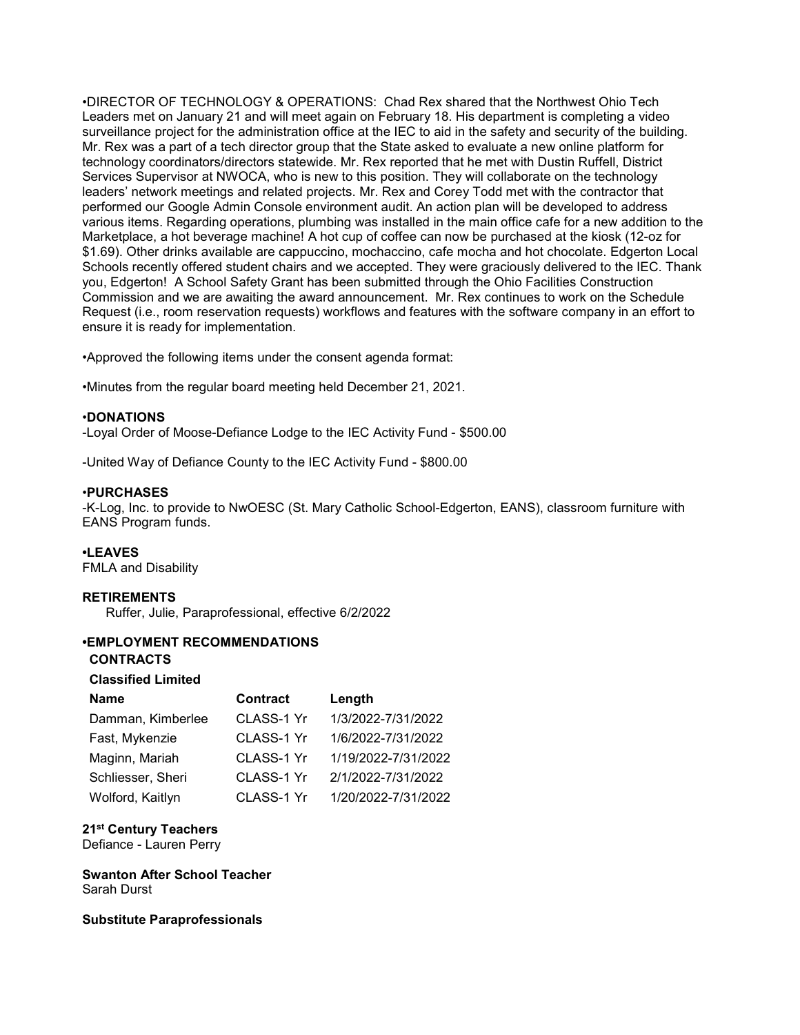•DIRECTOR OF TECHNOLOGY & OPERATIONS: Chad Rex shared that the Northwest Ohio Tech Leaders met on January 21 and will meet again on February 18. His department is completing a video surveillance project for the administration office at the IEC to aid in the safety and security of the building. Mr. Rex was a part of a tech director group that the State asked to evaluate a new online platform for technology coordinators/directors statewide. Mr. Rex reported that he met with Dustin Ruffell, District Services Supervisor at NWOCA, who is new to this position. They will collaborate on the technology leaders' network meetings and related projects. Mr. Rex and Corey Todd met with the contractor that performed our Google Admin Console environment audit. An action plan will be developed to address various items. Regarding operations, plumbing was installed in the main office cafe for a new addition to the Marketplace, a hot beverage machine! A hot cup of coffee can now be purchased at the kiosk (12-oz for $1.69). Other drinks available are cappuccino, mochaccino, cafe mocha and hot chocolate. Edgerton Local Schools recently offered student chairs and we accepted. They were graciously delivered to the IEC. Thank you, Edgerton! A School Safety Grant has been submitted through the Ohio Facilities Construction Commission and we are awaiting the award announcement. Mr. Rex continues to work on the Schedule Request (i.e., room reservation requests) workflows and features with the software company in an effort to ensure it is ready for implementation.

•Approved the following items under the consent agenda format:

•Minutes from the regular board meeting held December 21, 2021.

**•DONATIONS**

-Loyal Order of Moose-Defiance Lodge to the IEC Activity Fund - $500.00

-United Way of Defiance County to the IEC Activity Fund - $800.00

**•PURCHASES**

-K-Log, Inc. to provide to NwOESC (St. Mary Catholic School-Edgerton, EANS), classroom furniture with EANS Program funds.

**•LEAVES**

FMLA and Disability

**RETIREMENTS**

Ruffer, Julie, Paraprofessional, effective 6/2/2022

**•EMPLOYMENT RECOMMENDATIONS**

**CONTRACTS**

**Classified Limited**

| Name | Contract | Length |
|---|---|---|
| Damman, Kimberlee | CLASS-1 Yr | 1/3/2022-7/31/2022 |
| Fast, Mykenzie | CLASS-1 Yr | 1/6/2022-7/31/2022 |
| Maginn, Mariah | CLASS-1 Yr | 1/19/2022-7/31/2022 |
| Schliesser, Sheri | CLASS-1 Yr | 2/1/2022-7/31/2022 |
| Wolford, Kaitlyn | CLASS-1 Yr | 1/20/2022-7/31/2022 |

**21st Century Teachers**

Defiance - Lauren Perry

**Swanton After School Teacher**

Sarah Durst

**Substitute Paraprofessionals**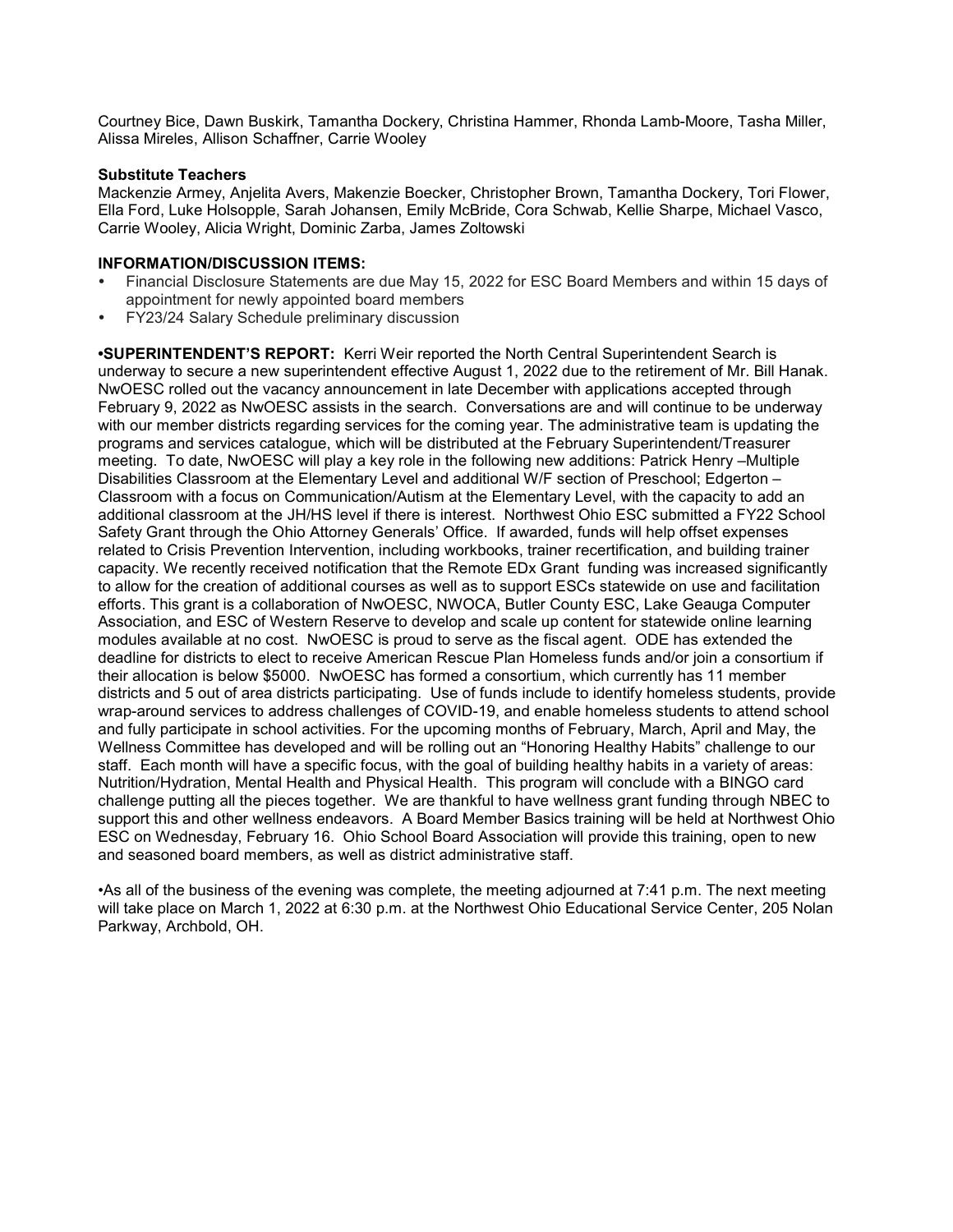Courtney Bice, Dawn Buskirk, Tamantha Dockery, Christina Hammer, Rhonda Lamb-Moore, Tasha Miller, Alissa Mireles, Allison Schaffner, Carrie Wooley

**Substitute Teachers**
Mackenzie Armey, Anjelita Avers, Makenzie Boecker, Christopher Brown, Tamantha Dockery, Tori Flower, Ella Ford, Luke Holsopple, Sarah Johansen, Emily McBride, Cora Schwab, Kellie Sharpe, Michael Vasco, Carrie Wooley, Alicia Wright, Dominic Zarba, James Zoltowski

**INFORMATION/DISCUSSION ITEMS:**

- Financial Disclosure Statements are due May 15, 2022 for ESC Board Members and within 15 days of appointment for newly appointed board members
- FY23/24 Salary Schedule preliminary discussion

•**SUPERINTENDENT'S REPORT:** Kerri Weir reported the North Central Superintendent Search is underway to secure a new superintendent effective August 1, 2022 due to the retirement of Mr. Bill Hanak. NwOESC rolled out the vacancy announcement in late December with applications accepted through February 9, 2022 as NwOESC assists in the search. Conversations are and will continue to be underway with our member districts regarding services for the coming year. The administrative team is updating the programs and services catalogue, which will be distributed at the February Superintendent/Treasurer meeting. To date, NwOESC will play a key role in the following new additions: Patrick Henry –Multiple Disabilities Classroom at the Elementary Level and additional W/F section of Preschool; Edgerton – Classroom with a focus on Communication/Autism at the Elementary Level, with the capacity to add an additional classroom at the JH/HS level if there is interest. Northwest Ohio ESC submitted a FY22 School Safety Grant through the Ohio Attorney Generals' Office. If awarded, funds will help offset expenses related to Crisis Prevention Intervention, including workbooks, trainer recertification, and building trainer capacity. We recently received notification that the Remote EDx Grant funding was increased significantly to allow for the creation of additional courses as well as to support ESCs statewide on use and facilitation efforts. This grant is a collaboration of NwOESC, NWOCA, Butler County ESC, Lake Geauga Computer Association, and ESC of Western Reserve to develop and scale up content for statewide online learning modules available at no cost. NwOESC is proud to serve as the fiscal agent. ODE has extended the deadline for districts to elect to receive American Rescue Plan Homeless funds and/or join a consortium if their allocation is below $5000. NwOESC has formed a consortium, which currently has 11 member districts and 5 out of area districts participating. Use of funds include to identify homeless students, provide wrap-around services to address challenges of COVID-19, and enable homeless students to attend school and fully participate in school activities. For the upcoming months of February, March, April and May, the Wellness Committee has developed and will be rolling out an "Honoring Healthy Habits" challenge to our staff. Each month will have a specific focus, with the goal of building healthy habits in a variety of areas: Nutrition/Hydration, Mental Health and Physical Health. This program will conclude with a BINGO card challenge putting all the pieces together. We are thankful to have wellness grant funding through NBEC to support this and other wellness endeavors. A Board Member Basics training will be held at Northwest Ohio ESC on Wednesday, February 16. Ohio School Board Association will provide this training, open to new and seasoned board members, as well as district administrative staff.

•As all of the business of the evening was complete, the meeting adjourned at 7:41 p.m. The next meeting will take place on March 1, 2022 at 6:30 p.m. at the Northwest Ohio Educational Service Center, 205 Nolan Parkway, Archbold, OH.